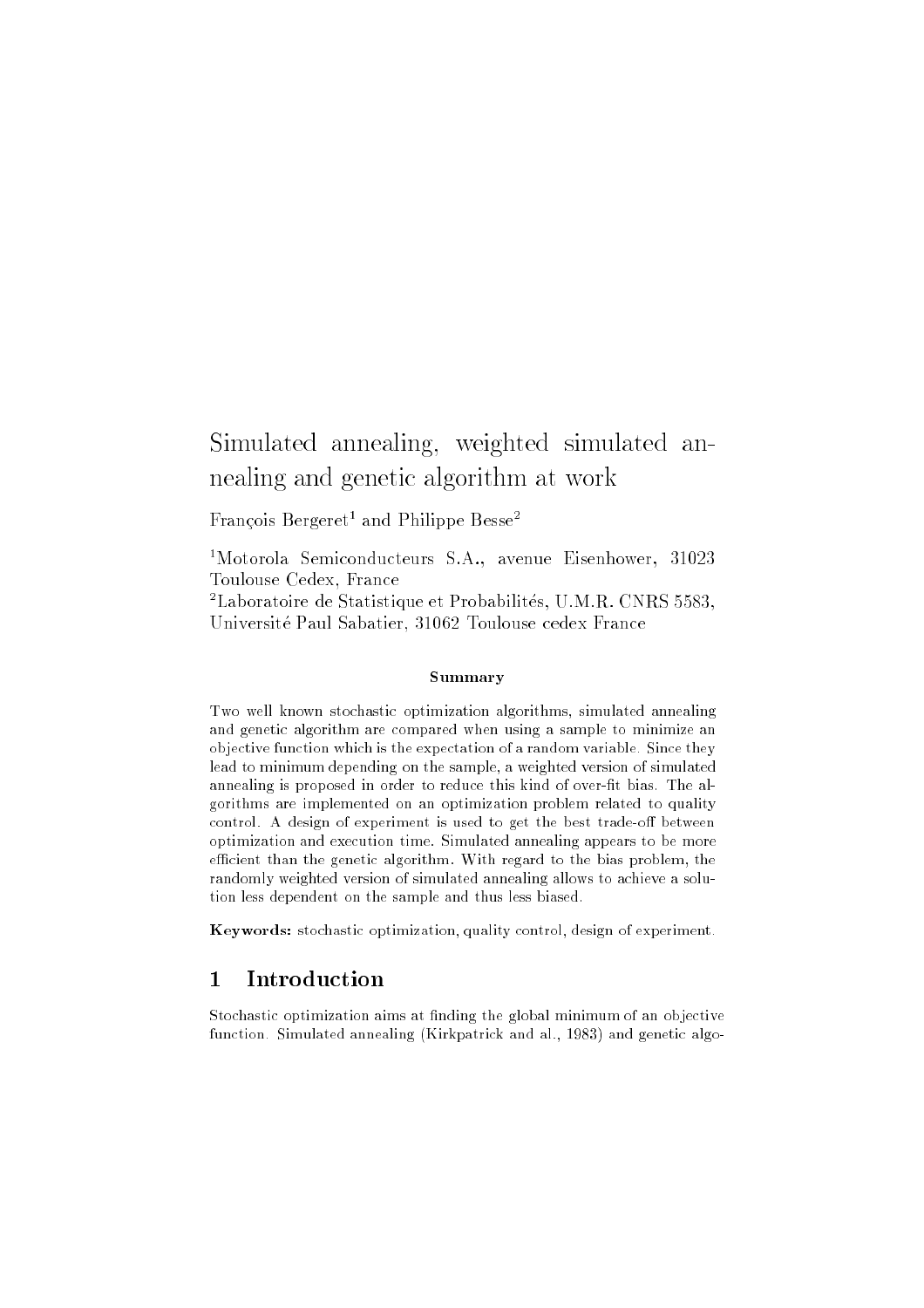# Simulated annealing, weighted simulated annealing and genetic algorithm at work

François Bergeret[1] and Philippe Besse[2]

[1]Motorola Semiconducteurs S.A., avenue Eisenhower, 31023 Toulouse Cedex, France

[2]Laboratoire de Statistique et Probabilités, U.M.R. CNRS 5583, Université Paul Sabatier, 31062 Toulouse cedex France

### Summary

Two well known stochastic optimization algorithms, simulated annealing and genetic algorithm are compared when using a sample to minimize an objective function which is the expectation of a random variable. Since they lead to minimum depending on the sample, a weighted version of simulated annealing is proposed in order to reduce this kind of over-fit bias. The algorithms are implemented on an optimization problem related to quality control. A design of experiment is used to get the best trade-off between optimization and execution time. Simulated annealing appears to be more efficient than the genetic algorithm. With regard to the bias problem, the randomly weighted version of simulated annealing allows to achieve a solution less dependent on the sample and thus less biased.

**Keywords:** stochastic optimization, quality control, design of experiment.

## 1 Introduction

Stochastic optimization aims at finding the global minimum of an objective function. Simulated annealing (Kirkpatrick and al., 1983) and genetic algo-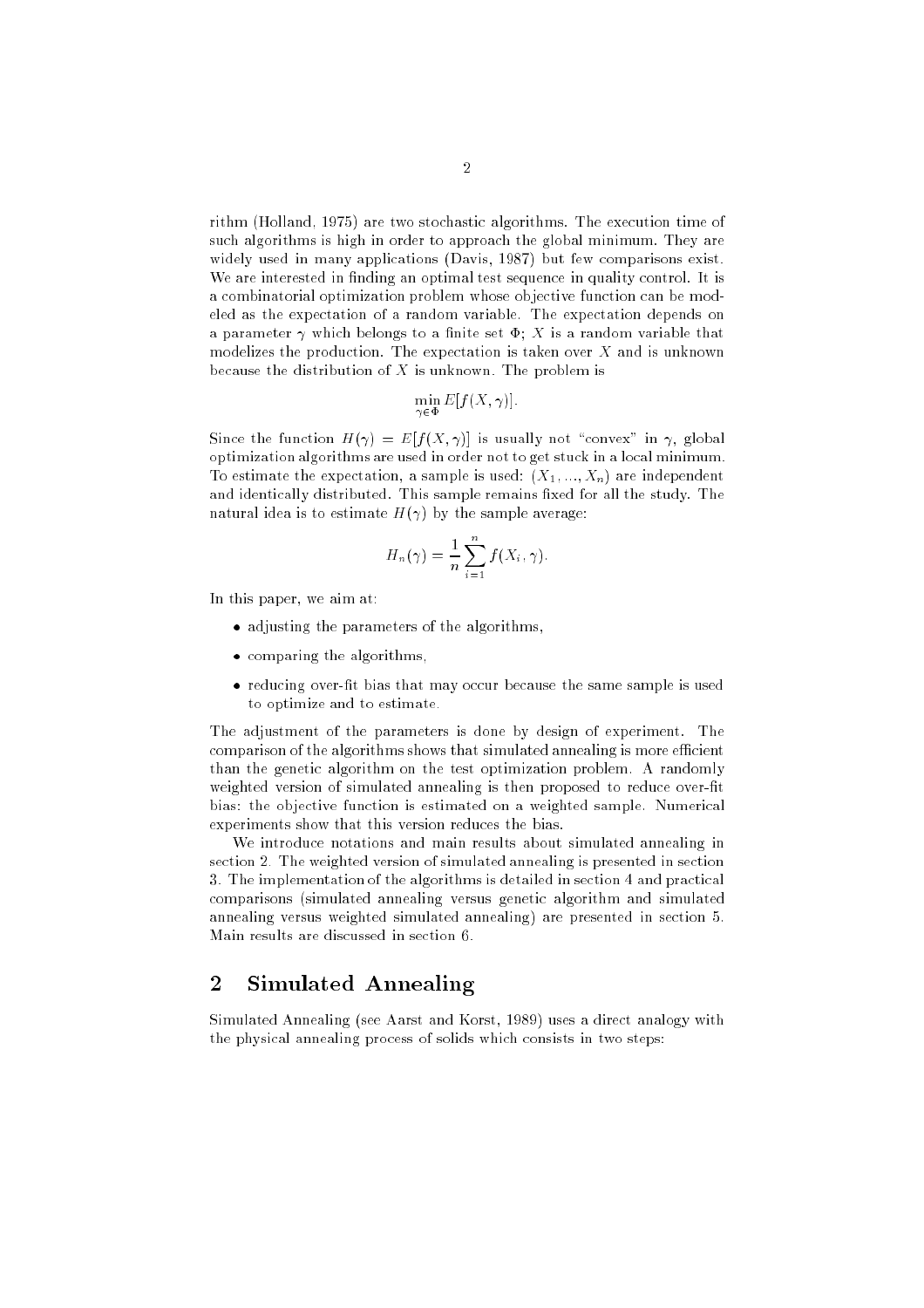rithm (Holland, 1975) are two stochastic algorithms. The execution time of such algorithms is high in order to approach the global minimum. They are widely used in many applications (Davis, 1987) but few comparisons exist. We are interested in finding an optimal test sequence in quality control. It is a combinatorial optimization problem whose objective function can be modeled as the expectation of a random variable. The expectation depends on a parameter $\gamma$ which belongs to a finite set $\Phi$; $X$ is a random variable that modelizes the production. The expectation is taken over $X$ and is unknown because the distribution of $X$ is unknown. The problem is

$$\min_{\gamma \in \Phi} E[f(X, \gamma)].$$

Since the function $H(\gamma) = E[f(X, \gamma)]$ is usually not "convex" in $\gamma$, global optimization algorithms are used in order not to get stuck in a local minimum. To estimate the expectation, a sample is used: $(X_1, ..., X_n)$ are independent and identically distributed. This sample remains fixed for all the study. The natural idea is to estimate $H(\gamma)$ by the sample average:

$$H_n(\gamma) = \frac{1}{n} \sum_{i=1}^{n} f(X_i, \gamma).$$

In this paper, we aim at:

- adjusting the parameters of the algorithms,
- comparing the algorithms,
- reducing over-fit bias that may occur because the same sample is used to optimize and to estimate.

The adjustment of the parameters is done by design of experiment. The comparison of the algorithms shows that simulated annealing is more efficient than the genetic algorithm on the test optimization problem. A randomly weighted version of simulated annealing is then proposed to reduce over-fit bias: the objective function is estimated on a weighted sample. Numerical experiments show that this version reduces the bias.

We introduce notations and main results about simulated annealing in section 2. The weighted version of simulated annealing is presented in section 3. The implementation of the algorithms is detailed in section 4 and practical comparisons (simulated annealing versus genetic algorithm and simulated annealing versus weighted simulated annealing) are presented in section 5. Main results are discussed in section 6.

## 2 Simulated Annealing

Simulated Annealing (see Aarst and Korst, 1989) uses a direct analogy with the physical annealing process of solids which consists in two steps: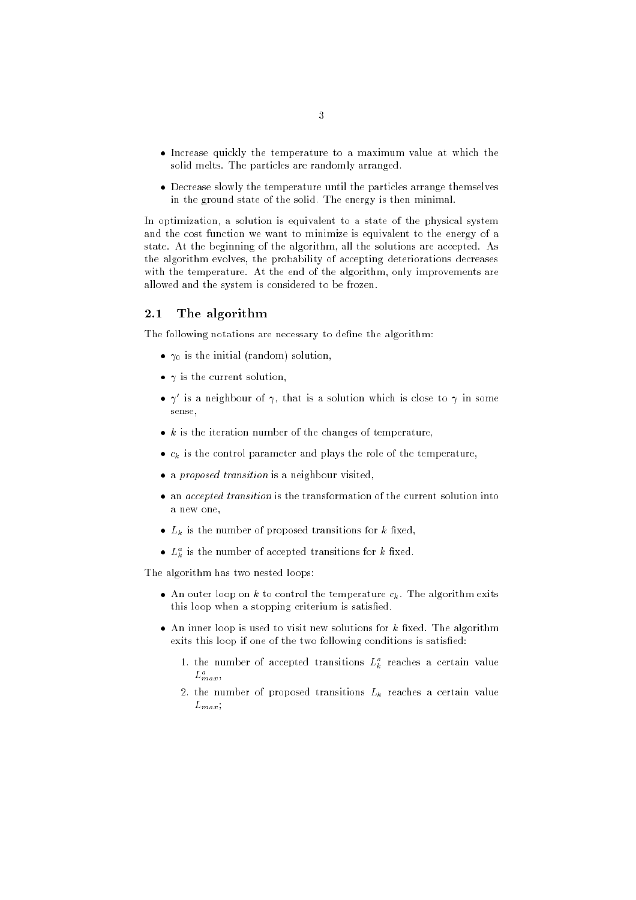- Increase quickly the temperature to a maximum value at which the solid melts. The particles are randomly arranged.
- Decrease slowly the temperature until the particles arrange themselves in the ground state of the solid. The energy is then minimal.

In optimization, a solution is equivalent to a state of the physical system and the cost function we want to minimize is equivalent to the energy of a state. At the beginning of the algorithm, all the solutions are accepted. As the algorithm evolves, the probability of accepting deteriorations decreases with the temperature. At the end of the algorithm, only improvements are allowed and the system is considered to be frozen.

## 2.1 The algorithm

The following notations are necessary to define the algorithm:

- $\gamma_0$ is the initial (random) solution,
- $\gamma$ is the current solution,
- $\gamma'$ is a neighbour of $\gamma$, that is a solution which is close to $\gamma$ in some sense,
- $k$ is the iteration number of the changes of temperature,
- $c_k$ is the control parameter and plays the role of the temperature,
- a *proposed transition* is a neighbour visited,
- an *accepted transition* is the transformation of the current solution into a new one,
- $L_k$ is the number of proposed transitions for $k$ fixed,
- $L_k^a$ is the number of accepted transitions for $k$ fixed.

The algorithm has two nested loops:

- An outer loop on $k$ to control the temperature $c_k$. The algorithm exits this loop when a stopping criterium is satisfied.
- An inner loop is used to visit new solutions for $k$ fixed. The algorithm exits this loop if one of the two following conditions is satisfied:
  1. the number of accepted transitions $L_k^a$ reaches a certain value $L_{max}^a$,
  2. the number of proposed transitions $L_k$ reaches a certain value $L_{max}$;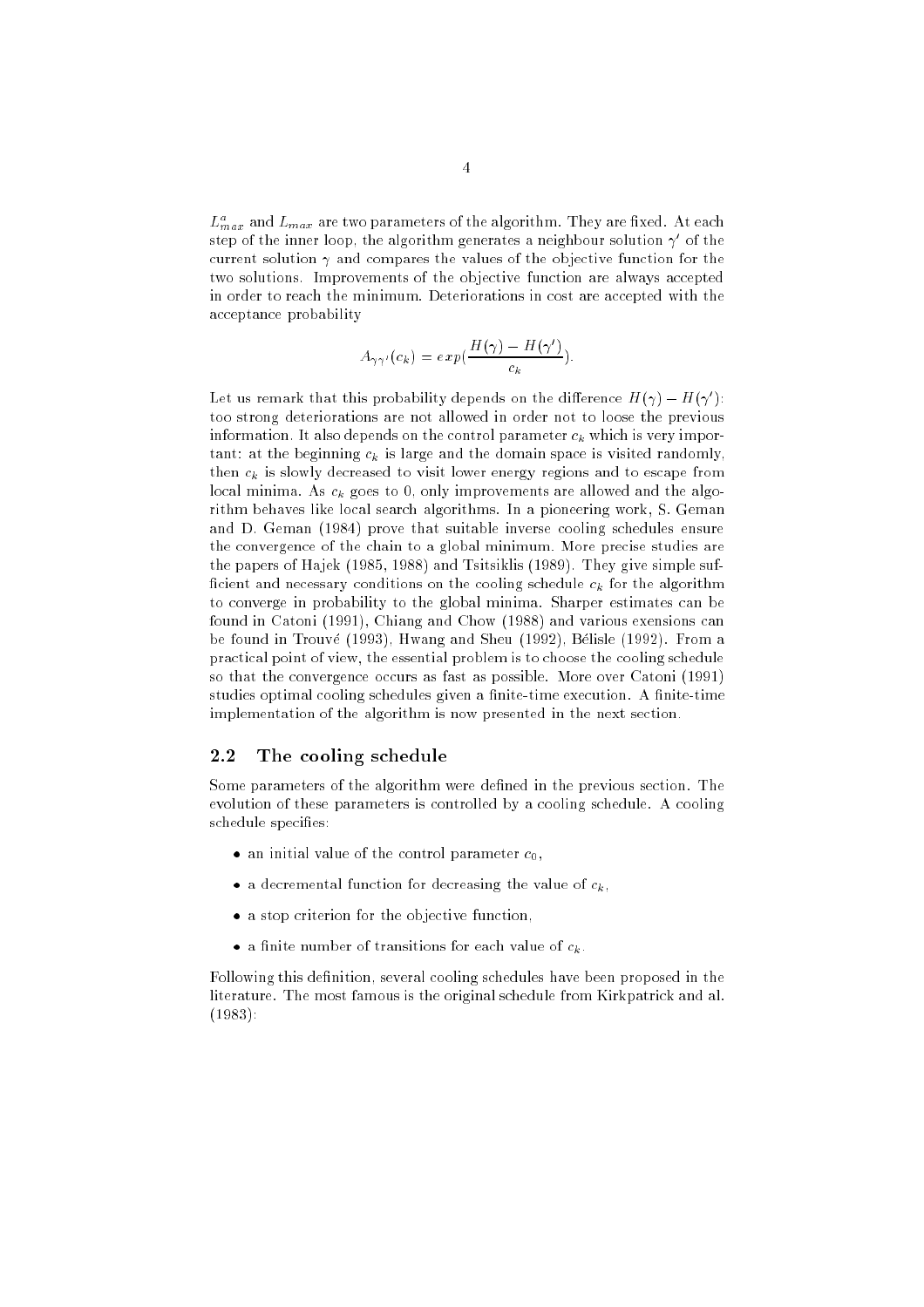$L_{max}^a$ and $L_{max}$ are two parameters of the algorithm. They are fixed. At each step of the inner loop, the algorithm generates a neighbour solution $\gamma'$ of the current solution $\gamma$ and compares the values of the objective function for the two solutions. Improvements of the objective function are always accepted in order to reach the minimum. Deteriorations in cost are accepted with the acceptance probability

$$A_{\gamma\gamma'}(c_k) = exp(\frac{H(\gamma) - H(\gamma')}{c_k}).$$

Let us remark that this probability depends on the difference $H(\gamma) - H(\gamma')$: too strong deteriorations are not allowed in order not to loose the previous information. It also depends on the control parameter $c_k$ which is very important: at the beginning $c_k$ is large and the domain space is visited randomly, then $c_k$ is slowly decreased to visit lower energy regions and to escape from local minima. As $c_k$ goes to 0, only improvements are allowed and the algorithm behaves like local search algorithms. In a pioneering work, S. Geman and D. Geman (1984) prove that suitable inverse cooling schedules ensure the convergence of the chain to a global minimum. More precise studies are the papers of Hajek (1985, 1988) and Tsitsiklis (1989). They give simple sufficient and necessary conditions on the cooling schedule $c_k$ for the algorithm to converge in probability to the global minima. Sharper estimates can be found in Catoni (1991), Chiang and Chow (1988) and various exensions can be found in Trouvé (1993), Hwang and Sheu (1992), Bélisle (1992). From a practical point of view, the essential problem is to choose the cooling schedule so that the convergence occurs as fast as possible. More over Catoni (1991) studies optimal cooling schedules given a finite-time execution. A finite-time implementation of the algorithm is now presented in the next section.

## 2.2 The cooling schedule

Some parameters of the algorithm were defined in the previous section. The evolution of these parameters is controlled by a cooling schedule. A cooling schedule specifies:

- an initial value of the control parameter $c_0$,
- a decremental function for decreasing the value of $c_k$,
- a stop criterion for the objective function,
- a finite number of transitions for each value of $c_k$.

Following this definition, several cooling schedules have been proposed in the literature. The most famous is the original schedule from Kirkpatrick and al. (1983):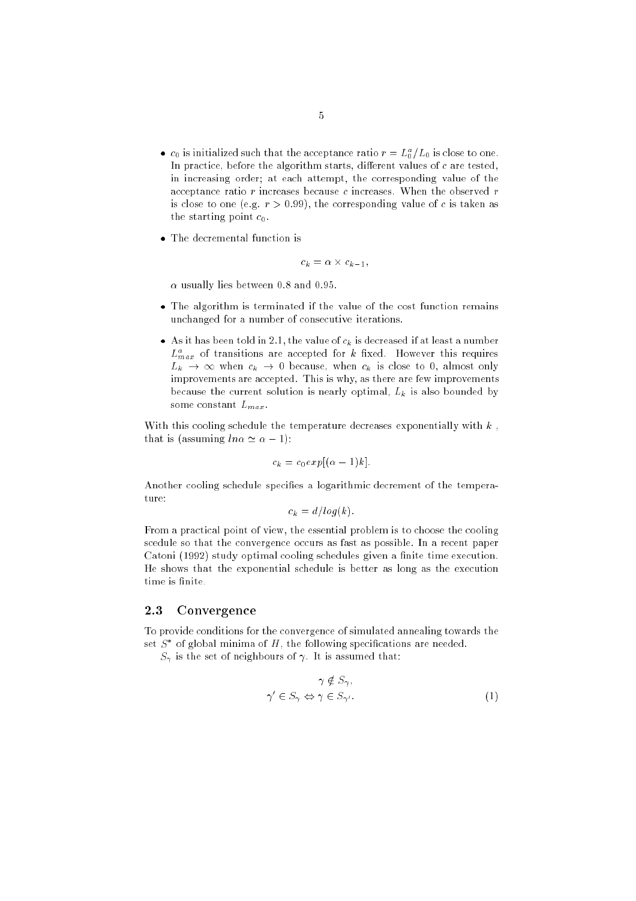- $c_0$ is initialized such that the acceptance ratio $r = L_0^a/L_0$ is close to one. In practice, before the algorithm starts, different values of $c$ are tested, in increasing order; at each attempt, the corresponding value of the acceptance ratio $r$ increases because $c$ increases. When the observed $r$ is close to one (e.g. $r > 0.99$), the corresponding value of $c$ is taken as the starting point $c_0$.

- The decremental function is

$$c_k = \alpha \times c_{k-1},$$

  $\alpha$ usually lies between 0.8 and 0.95.

- The algorithm is terminated if the value of the cost function remains unchanged for a number of consecutive iterations.

- As it has been told in 2.1, the value of $c_k$ is decreased if at least a number $L_{max}^a$ of transitions are accepted for $k$ fixed. However this requires $L_k \to \infty$ when $c_k \to 0$ because, when $c_k$ is close to 0, almost only improvements are accepted. This is why, as there are few improvements because the current solution is nearly optimal, $L_k$ is also bounded by some constant $L_{max}$.

With this cooling schedule the temperature decreases exponentially with $k$, that is (assuming $ln\alpha \simeq \alpha - 1$):

$$c_k = c_0 exp[(\alpha - 1)k].$$

Another cooling schedule specifies a logarithmic decrement of the temperature:

$$c_k = d/log(k).$$

From a practical point of view, the essential problem is to choose the cooling scedule so that the convergence occurs as fast as possible. In a recent paper Catoni (1992) study optimal cooling schedules given a finite time execution. He shows that the exponential schedule is better as long as the execution time is finite.

### 2.3 Convergence

To provide conditions for the convergence of simulated annealing towards the set $S^*$ of global minima of $H$, the following specifications are needed.

$S_\gamma$ is the set of neighbours of $\gamma$. It is assumed that:

$$\begin{gathered} \gamma \notin S_\gamma, \\ \gamma' \in S_\gamma \Leftrightarrow \gamma \in S_{\gamma'}. \end{gathered} \tag{1}$$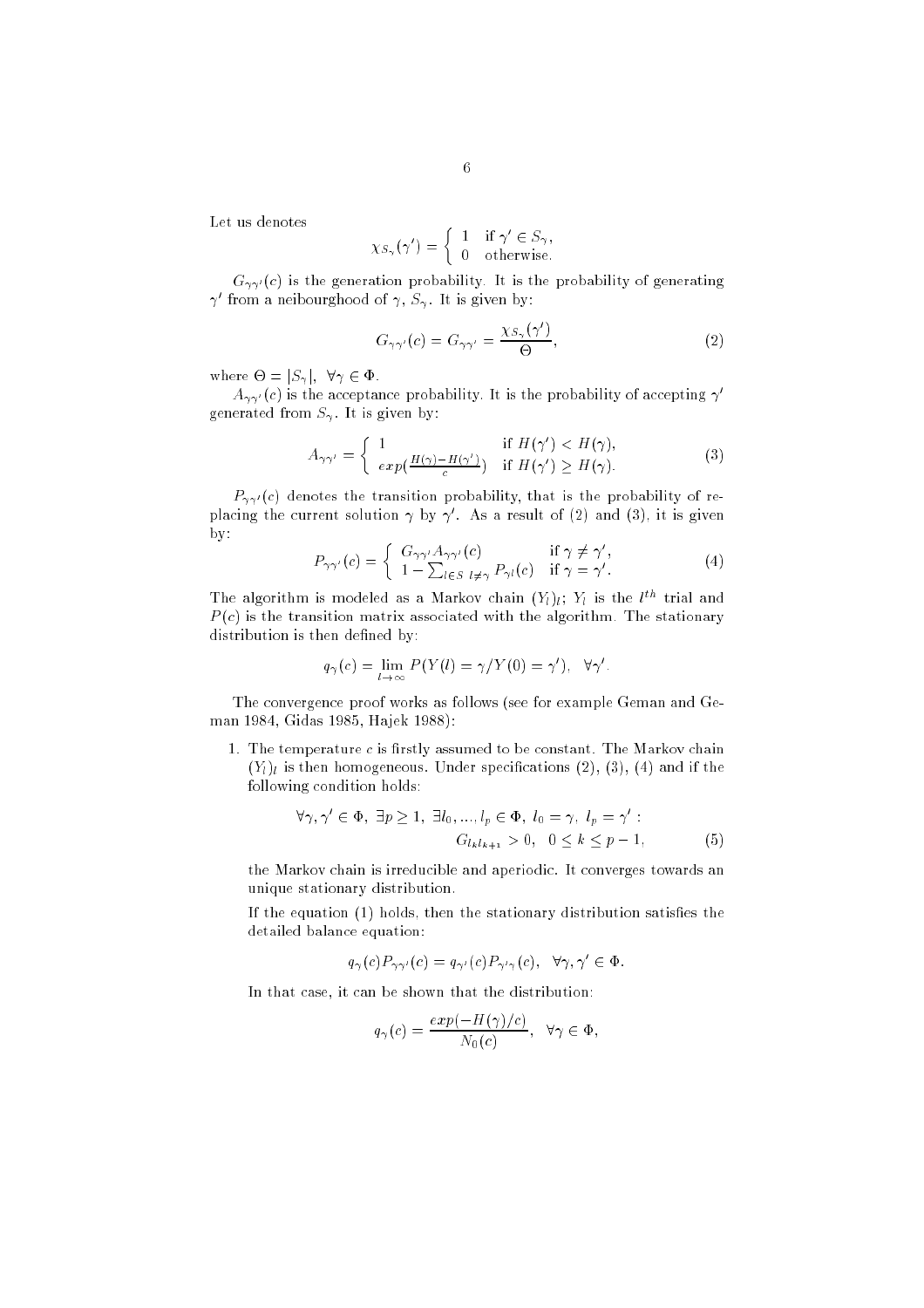Let us denotes

$$\chi_{S_\gamma}(\gamma') = \begin{cases} 1 & \text{if } \gamma' \in S_\gamma, \\ 0 & \text{otherwise.} \end{cases}$$

$G_{\gamma\gamma'}(c)$ is the generation probability. It is the probability of generating $\gamma'$ from a neibourghood of $\gamma$, $S_\gamma$. It is given by:

$$G_{\gamma\gamma'}(c) = G_{\gamma\gamma'} = \frac{\chi_{S_\gamma}(\gamma')}{\Theta}, \tag{2}$$

where $\Theta = |S_\gamma|, \ \forall\gamma \in \Phi$.

$A_{\gamma\gamma'}(c)$ is the acceptance probability. It is the probability of accepting $\gamma'$ generated from $S_\gamma$. It is given by:

$$A_{\gamma\gamma'} = \begin{cases} 1 & \text{if } H(\gamma') < H(\gamma), \\ exp(\frac{H(\gamma)-H(\gamma')}{c}) & \text{if } H(\gamma') \geq H(\gamma). \end{cases} \tag{3}$$

$P_{\gamma\gamma'}(c)$ denotes the transition probability, that is the probability of replacing the current solution $\gamma$ by $\gamma'$. As a result of (2) and (3), it is given by:

$$P_{\gamma\gamma'}(c) = \begin{cases} G_{\gamma\gamma'}A_{\gamma\gamma'}(c) & \text{if } \gamma \neq \gamma', \\ 1 - \sum_{l\in S \ l\neq\gamma} P_{\gamma l}(c) & \text{if } \gamma = \gamma'. \end{cases} \tag{4}$$

The algorithm is modeled as a Markov chain $(Y_l)_l$; $Y_l$ is the $l^{th}$ trial and $P(c)$ is the transition matrix associated with the algorithm. The stationary distribution is then defined by:

$$q_\gamma(c) = \lim_{l\to\infty} P(Y(l) = \gamma / Y(0) = \gamma'), \ \ \forall\gamma'.$$

The convergence proof works as follows (see for example Geman and Geman 1984, Gidas 1985, Hajek 1988):

1. The temperature $c$ is firstly assumed to be constant. The Markov chain $(Y_l)_l$ is then homogeneous. Under specifications (2), (3), (4) and if the following condition holds:

$$\forall\gamma,\gamma' \in \Phi, \ \exists p \geq 1, \ \exists l_0, ..., l_p \in \Phi, \ l_0 = \gamma, \ l_p = \gamma' : \\ G_{l_k l_{k+1}} > 0, \ \ 0 \leq k \leq p-1, \tag{5}$$

the Markov chain is irreducible and aperiodic. It converges towards an unique stationary distribution.

If the equation (1) holds, then the stationary distribution satisfies the detailed balance equation:

$$q_\gamma(c)P_{\gamma\gamma'}(c) = q_{\gamma'}(c)P_{\gamma'\gamma}(c), \ \ \forall\gamma,\gamma' \in \Phi.$$

In that case, it can be shown that the distribution:

$$q_\gamma(c) = \frac{exp(-H(\gamma)/c)}{N_0(c)}, \ \ \forall\gamma \in \Phi,$$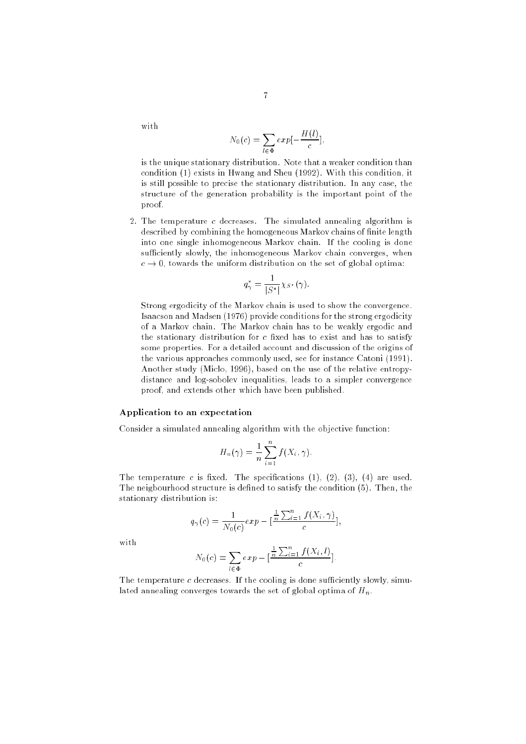with

$$N_0(c) = \sum_{l \in \Phi} exp[-\frac{H(l)}{c}],$$

is the unique stationary distribution. Note that a weaker condition than condition (1) exists in Hwang and Sheu (1992). With this condition, it is still possible to precise the stationary distribution. In any case, the structure of the generation probability is the important point of the proof.

2. The temperature $c$ decreases. The simulated annealing algorithm is described by combining the homogeneous Markov chains of finite length into one single inhomogeneous Markov chain. If the cooling is done sufficiently slowly, the inhomogeneous Markov chain converges, when $c \to 0$, towards the uniform distribution on the set of global optima:

$$q^*_\gamma = \frac{1}{|S^*|} \chi_{S^*}(\gamma).$$

Strong ergodicity of the Markov chain is used to show the convergence. Isaacson and Madsen (1976) provide conditions for the strong ergodicity of a Markov chain. The Markov chain has to be weakly ergodic and the stationary distribution for $c$ fixed has to exist and has to satisfy some properties. For a detailed account and discussion of the origins of the various approaches commonly used, see for instance Catoni (1991). Another study (Miclo, 1996), based on the use of the relative entropy-distance and log-sobolev inequalities, leads to a simpler convergence proof, and extends other which have been published.

**Application to an expectation**

Consider a simulated annealing algorithm with the objective function:

$$H_n(\gamma) = \frac{1}{n} \sum_{i=1}^{n} f(X_i, \gamma).$$

The temperature $c$ is fixed. The specifications (1), (2), (3), (4) are used. The neigbourhood structure is defined to satisfy the condition (5). Then, the stationary distribution is:

$$q_\gamma(c) = \frac{1}{N_0(c)} exp - [\frac{\frac{1}{n}\sum_{i=1}^{n} f(X_i, \gamma)}{c}],$$

with

$$N_0(c) = \sum_{l \in \Phi} exp - [\frac{\frac{1}{n}\sum_{i=1}^{n} f(X_i, l)}{c}].$$

The temperature $c$ decreases. If the cooling is done sufficiently slowly, simulated annealing converges towards the set of global optima of $H_n$.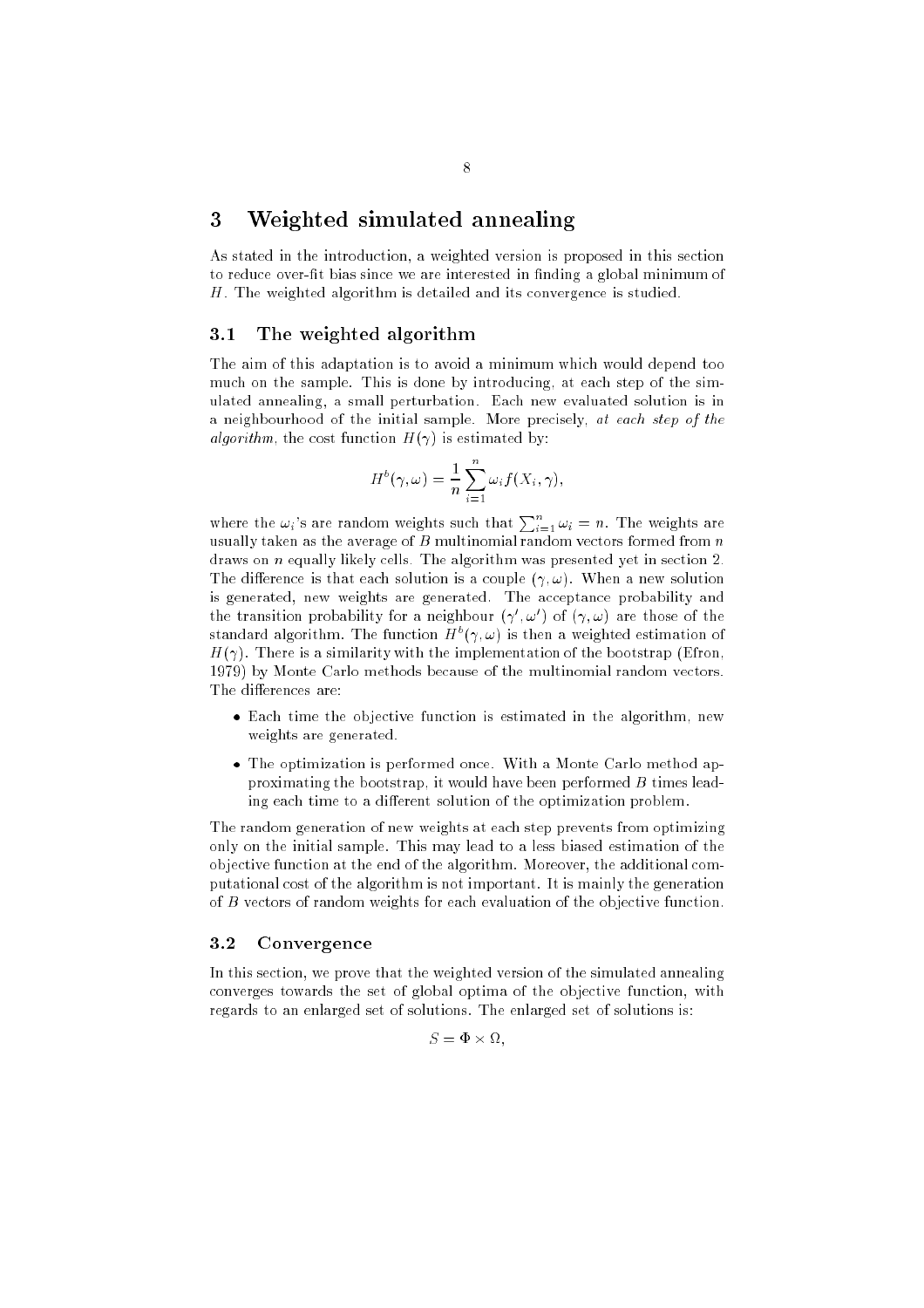## 3 Weighted simulated annealing

As stated in the introduction, a weighted version is proposed in this section to reduce over-fit bias since we are interested in finding a global minimum of $H$. The weighted algorithm is detailed and its convergence is studied.

### 3.1 The weighted algorithm

The aim of this adaptation is to avoid a minimum which would depend too much on the sample. This is done by introducing, at each step of the simulated annealing, a small perturbation. Each new evaluated solution is in a neighbourhood of the initial sample. More precisely, *at each step of the algorithm*, the cost function $H(\gamma)$ is estimated by:

$$H^b(\gamma, \omega) = \frac{1}{n} \sum_{i=1}^{n} \omega_i f(X_i, \gamma),$$

where the $\omega_i$'s are random weights such that $\sum_{i=1}^{n} \omega_i = n$. The weights are usually taken as the average of $B$ multinomial random vectors formed from $n$ draws on $n$ equally likely cells. The algorithm was presented yet in section 2. The difference is that each solution is a couple $(\gamma, \omega)$. When a new solution is generated, new weights are generated. The acceptance probability and the transition probability for a neighbour $(\gamma', \omega')$ of $(\gamma, \omega)$ are those of the standard algorithm. The function $H^b(\gamma, \omega)$ is then a weighted estimation of $H(\gamma)$. There is a similarity with the implementation of the bootstrap (Efron, 1979) by Monte Carlo methods because of the multinomial random vectors. The differences are:

- Each time the objective function is estimated in the algorithm, new weights are generated.
- The optimization is performed once. With a Monte Carlo method approximating the bootstrap, it would have been performed $B$ times leading each time to a different solution of the optimization problem.

The random generation of new weights at each step prevents from optimizing only on the initial sample. This may lead to a less biased estimation of the objective function at the end of the algorithm. Moreover, the additional computational cost of the algorithm is not important. It is mainly the generation of $B$ vectors of random weights for each evaluation of the objective function.

### 3.2 Convergence

In this section, we prove that the weighted version of the simulated annealing converges towards the set of global optima of the objective function, with regards to an enlarged set of solutions. The enlarged set of solutions is:

$$S = \Phi \times \Omega,$$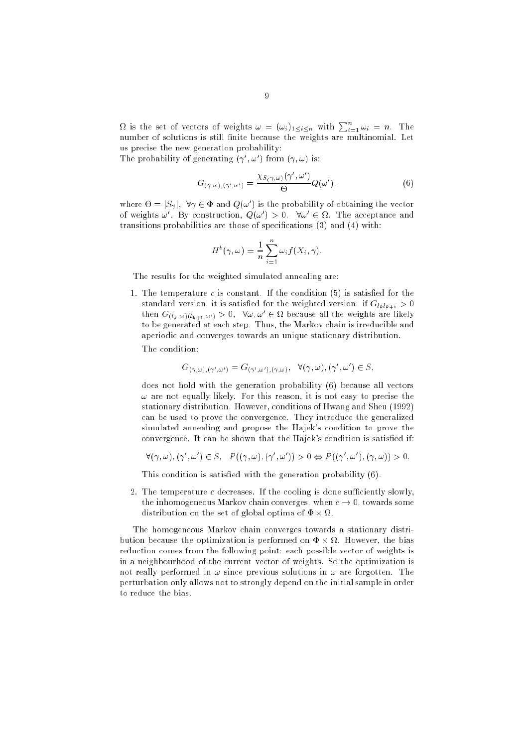$\Omega$ is the set of vectors of weights $\omega = (\omega_i)_{1 \le i \le n}$ with $\sum_{i=1}^{n} \omega_i = n$. The number of solutions is still finite because the weights are multinomial. Let us precise the new generation probability:
The probability of generating $(\gamma', \omega')$ from $(\gamma, \omega)$ is:

$$G_{(\gamma,\omega),(\gamma',\omega')} = \frac{\chi_{S_{(\gamma,\omega)}}(\gamma', \omega')}{\Theta} Q(\omega'), \tag{6}$$

where $\Theta = |S_\gamma|, \ \forall \gamma \in \Phi$ and $Q(\omega')$ is the probability of obtaining the vector of weights $\omega'$. By construction, $Q(\omega') > 0, \ \forall \omega' \in \Omega$. The acceptance and transitions probabilities are those of specifications (3) and (4) with:

$$H^b(\gamma, \omega) = \frac{1}{n} \sum_{i=1}^{n} \omega_i f(X_i, \gamma).$$

The results for the weighted simulated annealing are:

1. The temperature $c$ is constant. If the condition (5) is satisfied for the standard version, it is satisfied for the weighted version: if $G_{l_k l_{k+1}} > 0$ then $G_{(l_k,\omega)(l_{k+1},\omega')} > 0, \ \forall \omega, \omega' \in \Omega$ because all the weights are likely to be generated at each step. Thus, the Markov chain is irreducible and aperiodic and converges towards an unique stationary distribution.

   The condition:

   $$G_{(\gamma,\omega),(\gamma',\omega')} = G_{(\gamma',\omega'),(\gamma,\omega)}, \ \ \forall (\gamma, \omega), (\gamma', \omega') \in S,$$

   does not hold with the generation probability (6) because all vectors $\omega$ are not equally likely. For this reason, it is not easy to precise the stationary distribution. However, conditions of Hwang and Sheu (1992) can be used to prove the convergence. They introduce the generalized simulated annealing and propose the Hajek's condition to prove the convergence. It can be shown that the Hajek's condition is satisfied if:

   $$\forall (\gamma, \omega), (\gamma', \omega') \in S, \ \ P((\gamma, \omega), (\gamma', \omega')) > 0 \Leftrightarrow P((\gamma', \omega'), (\gamma, \omega)) > 0.$$

   This condition is satisfied with the generation probability (6).

2. The temperature $c$ decreases. If the cooling is done sufficiently slowly, the inhomogeneous Markov chain converges, when $c \to 0$, towards some distribution on the set of global optima of $\Phi \times \Omega$.

The homogeneous Markov chain converges towards a stationary distribution because the optimization is performed on $\Phi \times \Omega$. However, the bias reduction comes from the following point: each possible vector of weights is in a neighbourhood of the current vector of weights. So the optimization is not really performed in $\omega$ since previous solutions in $\omega$ are forgotten. The perturbation only allows not to strongly depend on the initial sample in order to reduce the bias.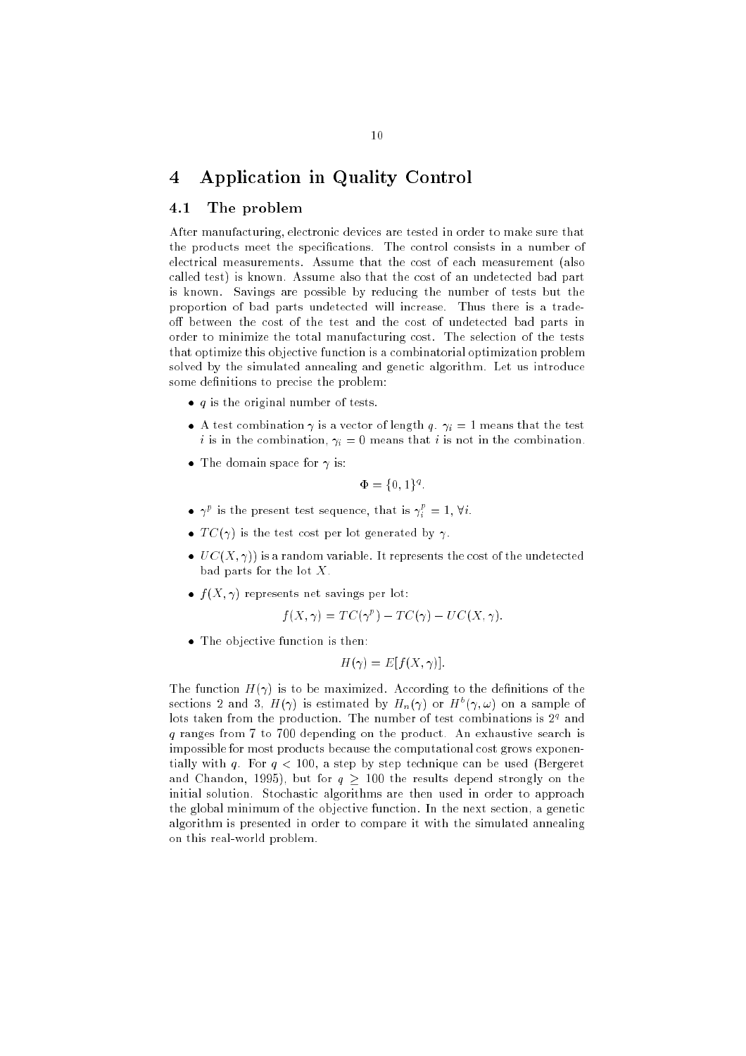# 4 Application in Quality Control

## 4.1 The problem

After manufacturing, electronic devices are tested in order to make sure that the products meet the specifications. The control consists in a number of electrical measurements. Assume that the cost of each measurement (also called test) is known. Assume also that the cost of an undetected bad part is known. Savings are possible by reducing the number of tests but the proportion of bad parts undetected will increase. Thus there is a trade-off between the cost of the test and the cost of undetected bad parts in order to minimize the total manufacturing cost. The selection of the tests that optimize this objective function is a combinatorial optimization problem solved by the simulated annealing and genetic algorithm. Let us introduce some definitions to precise the problem:

- $q$ is the original number of tests.
- A test combination $\gamma$ is a vector of length $q$. $\gamma_i = 1$ means that the test $i$ is in the combination, $\gamma_i = 0$ means that $i$ is not in the combination.
- The domain space for $\gamma$ is:

$$\Phi = \{0, 1\}^q.$$

- $\gamma^p$ is the present test sequence, that is $\gamma_i^p = 1, \forall i$.
- $TC(\gamma)$ is the test cost per lot generated by $\gamma$.
- $UC(X, \gamma))$ is a random variable. It represents the cost of the undetected bad parts for the lot $X$.
- $f(X, \gamma)$ represents net savings per lot:

$$f(X, \gamma) = TC(\gamma^p) - TC(\gamma) - UC(X, \gamma).$$

- The objective function is then:

$$H(\gamma) = E[f(X, \gamma)].$$

The function $H(\gamma)$ is to be maximized. According to the definitions of the sections 2 and 3, $H(\gamma)$ is estimated by $H_n(\gamma)$ or $H^b(\gamma, \omega)$ on a sample of lots taken from the production. The number of test combinations is $2^q$ and $q$ ranges from 7 to 700 depending on the product. An exhaustive search is impossible for most products because the computational cost grows exponentially with $q$. For $q < 100$, a step by step technique can be used (Bergeret and Chandon, 1995), but for $q \geq 100$ the results depend strongly on the initial solution. Stochastic algorithms are then used in order to approach the global minimum of the objective function. In the next section, a genetic algorithm is presented in order to compare it with the simulated annealing on this real-world problem.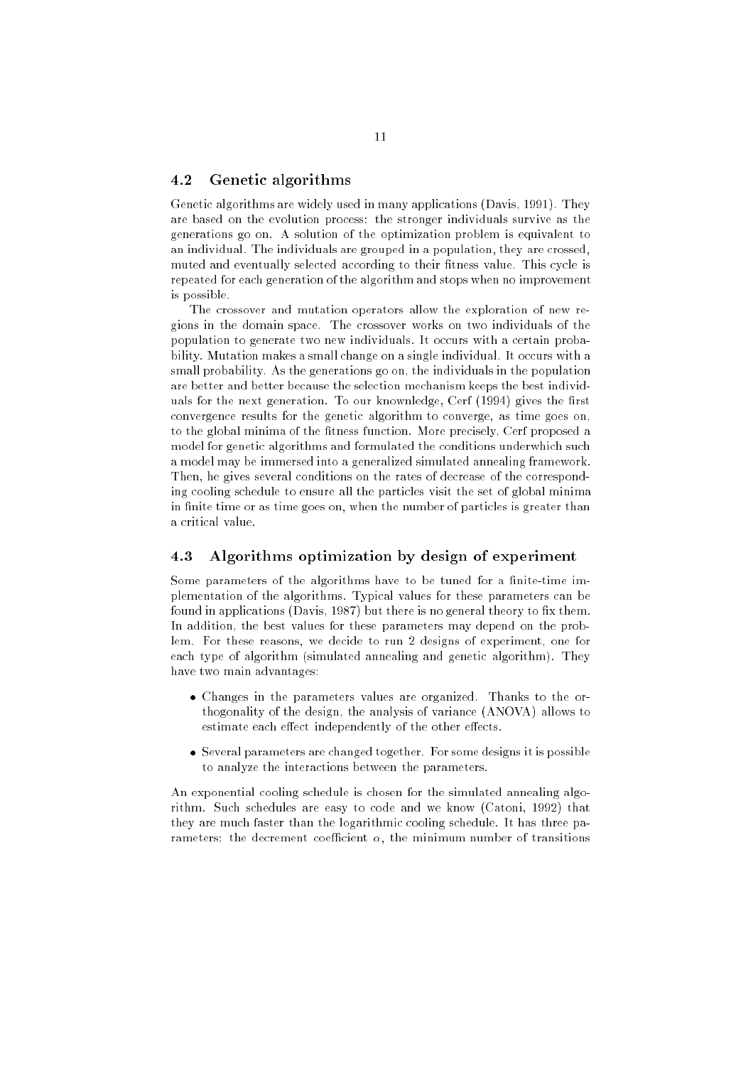## 4.2 Genetic algorithms

Genetic algorithms are widely used in many applications (Davis, 1991). They are based on the evolution process: the stronger individuals survive as the generations go on. A solution of the optimization problem is equivalent to an individual. The individuals are grouped in a population, they are crossed, muted and eventually selected according to their fitness value. This cycle is repeated for each generation of the algorithm and stops when no improvement is possible.

The crossover and mutation operators allow the exploration of new regions in the domain space. The crossover works on two individuals of the population to generate two new individuals. It occurs with a certain probability. Mutation makes a small change on a single individual. It occurs with a small probability. As the generations go on, the individuals in the population are better and better because the selection mechanism keeps the best individuals for the next generation. To our knownledge, Cerf (1994) gives the first convergence results for the genetic algorithm to converge, as time goes on, to the global minima of the fitness function. More precisely, Cerf proposed a model for genetic algorithms and formulated the conditions underwhich such a model may be immersed into a generalized simulated annealing framework. Then, he gives several conditions on the rates of decrease of the corresponding cooling schedule to ensure all the particles visit the set of global minima in finite time or as time goes on, when the number of particles is greater than a critical value.

## 4.3 Algorithms optimization by design of experiment

Some parameters of the algorithms have to be tuned for a finite-time implementation of the algorithms. Typical values for these parameters can be found in applications (Davis, 1987) but there is no general theory to fix them. In addition, the best values for these parameters may depend on the problem. For these reasons, we decide to run 2 designs of experiment, one for each type of algorithm (simulated annealing and genetic algorithm). They have two main advantages:

- Changes in the parameters values are organized. Thanks to the orthogonality of the design, the analysis of variance (ANOVA) allows to estimate each effect independently of the other effects.
- Several parameters are changed together. For some designs it is possible to analyze the interactions between the parameters.

An exponential cooling schedule is chosen for the simulated annealing algorithm. Such schedules are easy to code and we know (Catoni, 1992) that they are much faster than the logarithmic cooling schedule. It has three parameters: the decrement coefficient $\alpha$, the minimum number of transitions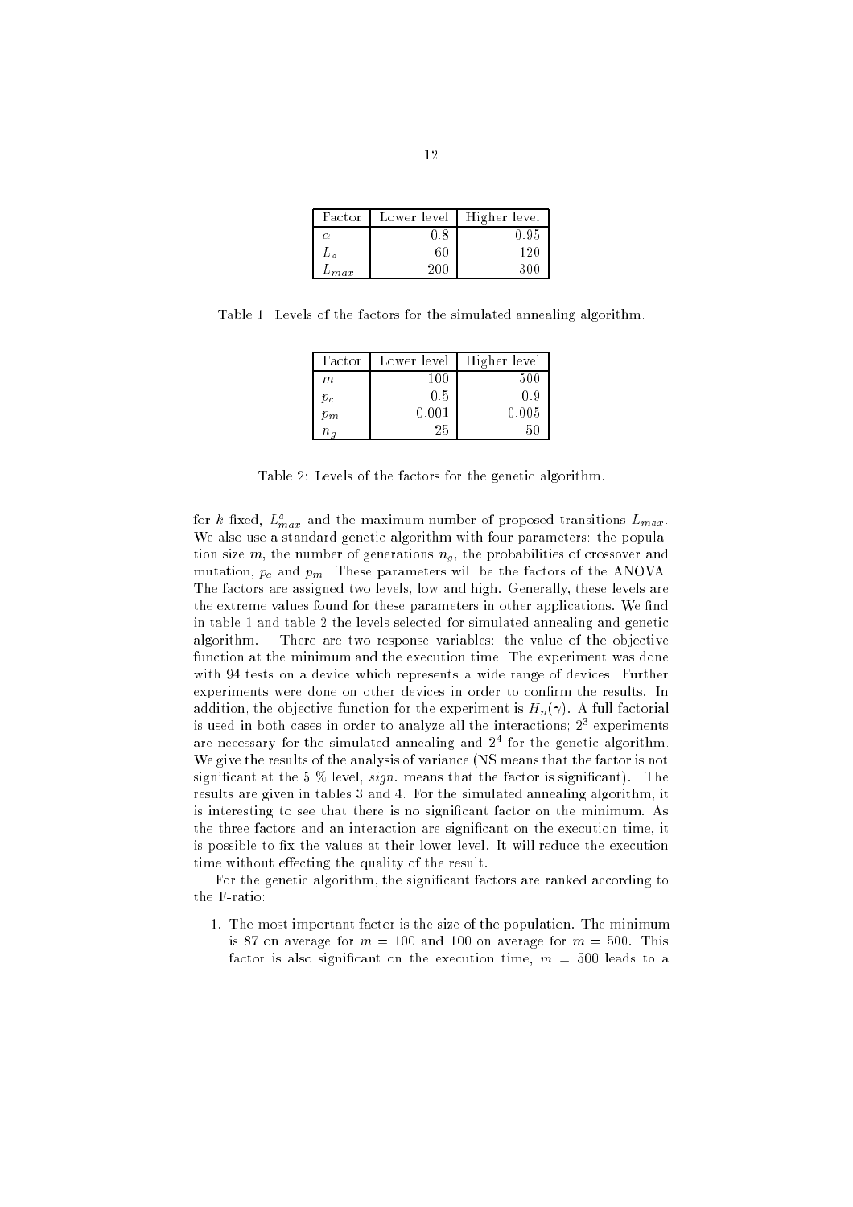| Factor | Lower level | Higher level |
|---|---|---|
| $\alpha$ | 0.8 | 0.95 |
| $L_a$ | 60 | 120 |
| $L_{max}$ | 200 | 300 |

Table 1: Levels of the factors for the simulated annealing algorithm.

| Factor | Lower level | Higher level |
|---|---|---|
| $m$ | 100 | 500 |
| $p_c$ | 0.5 | 0.9 |
| $p_m$ | 0.001 | 0.005 |
| $n_g$ | 25 | 50 |

Table 2: Levels of the factors for the genetic algorithm.

for $k$ fixed, $L^a_{max}$ and the maximum number of proposed transitions $L_{max}$. We also use a standard genetic algorithm with four parameters: the population size $m$, the number of generations $n_g$, the probabilities of crossover and mutation, $p_c$ and $p_m$. These parameters will be the factors of the ANOVA. The factors are assigned two levels, low and high. Generally, these levels are the extreme values found for these parameters in other applications. We find in table 1 and table 2 the levels selected for simulated annealing and genetic algorithm. There are two response variables: the value of the objective function at the minimum and the execution time. The experiment was done with 94 tests on a device which represents a wide range of devices. Further experiments were done on other devices in order to confirm the results. In addition, the objective function for the experiment is $H_n(\gamma)$. A full factorial is used in both cases in order to analyze all the interactions; $2^3$ experiments are necessary for the simulated annealing and $2^4$ for the genetic algorithm. We give the results of the analysis of variance (NS means that the factor is not significant at the 5 % level, *sign.* means that the factor is significant). The results are given in tables 3 and 4. For the simulated annealing algorithm, it is interesting to see that there is no significant factor on the minimum. As the three factors and an interaction are significant on the execution time, it is possible to fix the values at their lower level. It will reduce the execution time without effecting the quality of the result.

For the genetic algorithm, the significant factors are ranked according to the F-ratio:

1. The most important factor is the size of the population. The minimum is 87 on average for $m = 100$ and 100 on average for $m = 500$. This factor is also significant on the execution time, $m = 500$ leads to a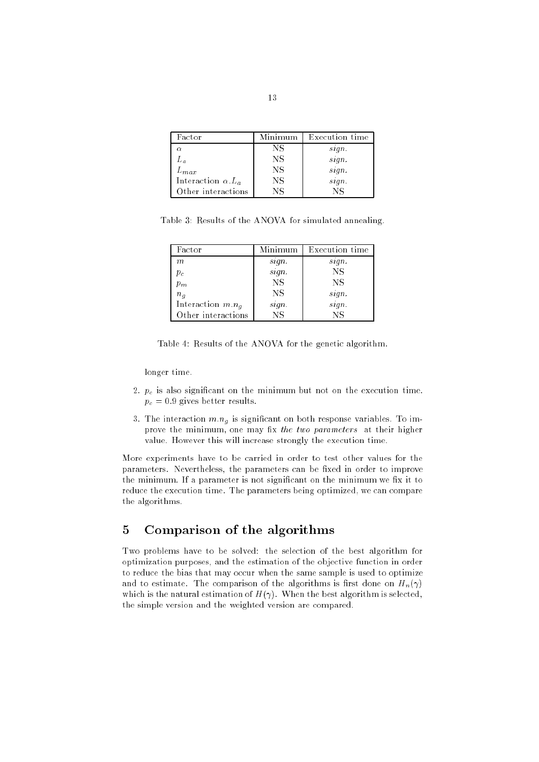| Factor | Minimum | Execution time |
|---|---|---|
| $\alpha$ | NS | *sign.* |
| $L_a$ | NS | *sign.* |
| $L_{max}$ | NS | *sign.* |
| Interaction $\alpha.L_a$ | NS | *sign.* |
| Other interactions | NS | NS |

Table 3: Results of the ANOVA for simulated annealing.

| Factor | Minimum | Execution time |
|---|---|---|
| $m$ | *sign.* | *sign.* |
| $p_c$ | *sign.* | NS |
| $p_m$ | NS | NS |
| $n_g$ | NS | *sign.* |
| Interaction $m.n_g$ | *sign.* | *sign.* |
| Other interactions | NS | NS |

Table 4: Results of the ANOVA for the genetic algorithm.

longer time.

2. $p_c$ is also significant on the minimum but not on the execution time. $p_c = 0.9$ gives better results.
3. The interaction $m.n_g$ is significant on both response variables. To improve the minimum, one may fix *the two parameters* at their higher value. However this will increase strongly the execution time.

More experiments have to be carried in order to test other values for the parameters. Nevertheless, the parameters can be fixed in order to improve the minimum. If a parameter is not significant on the minimum we fix it to reduce the execution time. The parameters being optimized, we can compare the algorithms.

## 5 Comparison of the algorithms

Two problems have to be solved: the selection of the best algorithm for optimization purposes, and the estimation of the objective function in order to reduce the bias that may occur when the same sample is used to optimize and to estimate. The comparison of the algorithms is first done on $H_n(\gamma)$ which is the natural estimation of $H(\gamma)$. When the best algorithm is selected, the simple version and the weighted version are compared.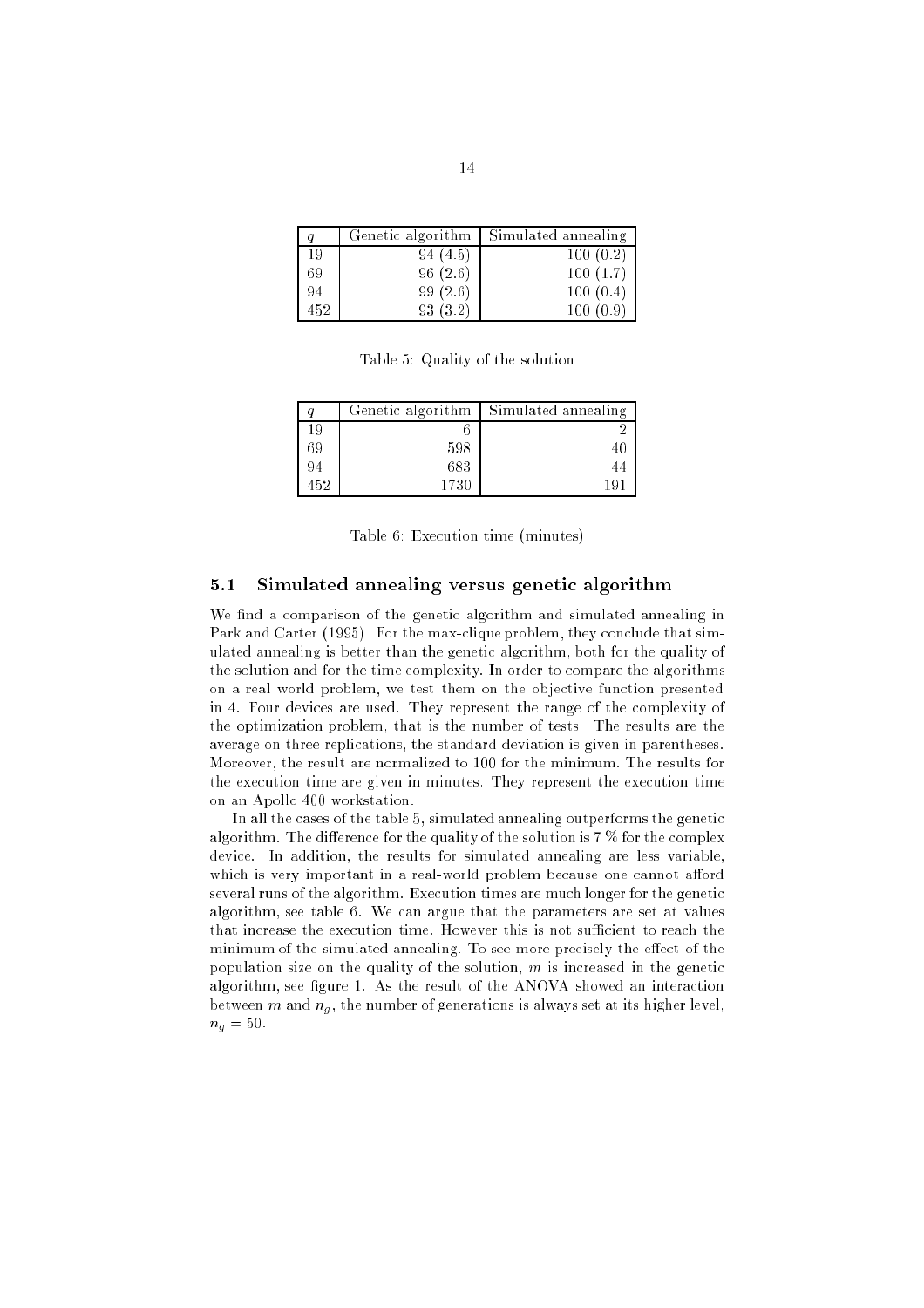| $q$ | Genetic algorithm | Simulated annealing |
|---|---|---|
| 19 | 94 (4.5) | 100 (0.2) |
| 69 | 96 (2.6) | 100 (1.7) |
| 94 | 99 (2.6) | 100 (0.4) |
| 452 | 93 (3.2) | 100 (0.9) |

Table 5: Quality of the solution

| $q$ | Genetic algorithm | Simulated annealing |
|---|---|---|
| 19 | 6 | 2 |
| 69 | 598 | 40 |
| 94 | 683 | 44 |
| 452 | 1730 | 191 |

Table 6: Execution time (minutes)

### 5.1 Simulated annealing versus genetic algorithm

We find a comparison of the genetic algorithm and simulated annealing in Park and Carter (1995). For the max-clique problem, they conclude that simulated annealing is better than the genetic algorithm, both for the quality of the solution and for the time complexity. In order to compare the algorithms on a real world problem, we test them on the objective function presented in 4. Four devices are used. They represent the range of the complexity of the optimization problem, that is the number of tests. The results are the average on three replications, the standard deviation is given in parentheses. Moreover, the result are normalized to 100 for the minimum. The results for the execution time are given in minutes. They represent the execution time on an Apollo 400 workstation.

In all the cases of the table 5, simulated annealing outperforms the genetic algorithm. The difference for the quality of the solution is 7 % for the complex device. In addition, the results for simulated annealing are less variable, which is very important in a real-world problem because one cannot afford several runs of the algorithm. Execution times are much longer for the genetic algorithm, see table 6. We can argue that the parameters are set at values that increase the execution time. However this is not sufficient to reach the minimum of the simulated annealing. To see more precisely the effect of the population size on the quality of the solution, $m$ is increased in the genetic algorithm, see figure 1. As the result of the ANOVA showed an interaction between $m$ and $n_g$, the number of generations is always set at its higher level, $n_g = 50$.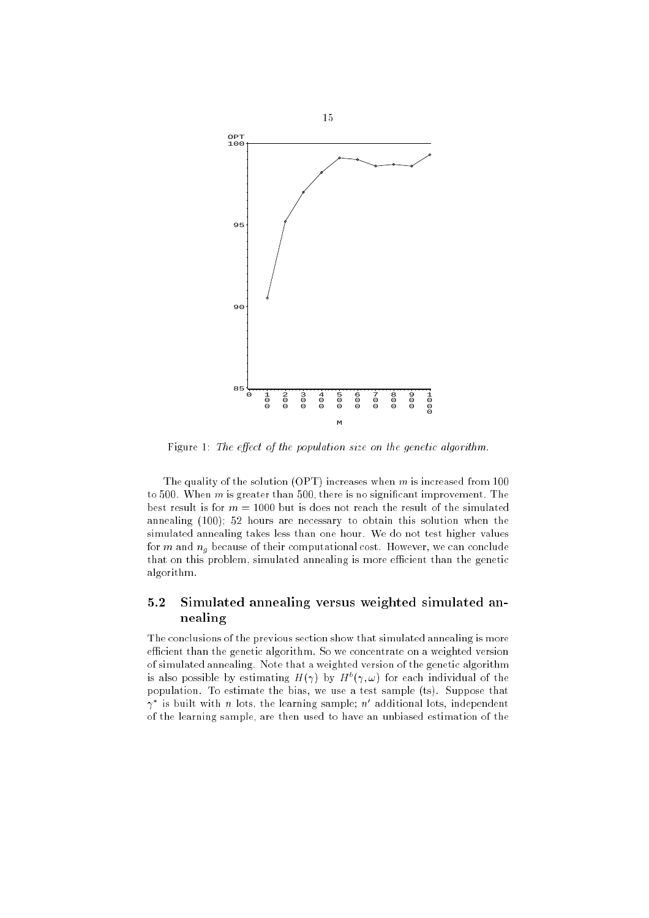Figure 1: *The effect of the population size on the genetic algorithm.*

The quality of the solution (OPT) increases when $m$ is increased from 100 to 500. When $m$ is greater than 500, there is no significant improvement. The best result is for $m = 1000$ but is does not reach the result of the simulated annealing (100); 52 hours are necessary to obtain this solution when the simulated annealing takes less than one hour. We do not test higher values for $m$ and $n_g$ because of their computational cost. However, we can conclude that on this problem, simulated annealing is more efficient than the genetic algorithm.

## 5.2 Simulated annealing versus weighted simulated annealing

The conclusions of the previous section show that simulated annealing is more efficient than the genetic algorithm. So we concentrate on a weighted version of simulated annealing. Note that a weighted version of the genetic algorithm is also possible by estimating $H(\gamma)$ by $H^b(\gamma, \omega)$ for each individual of the population. To estimate the bias, we use a test sample (ts). Suppose that $\gamma^*$ is built with $n$ lots, the learning sample; $n'$ additional lots, independent of the learning sample, are then used to have an unbiased estimation of the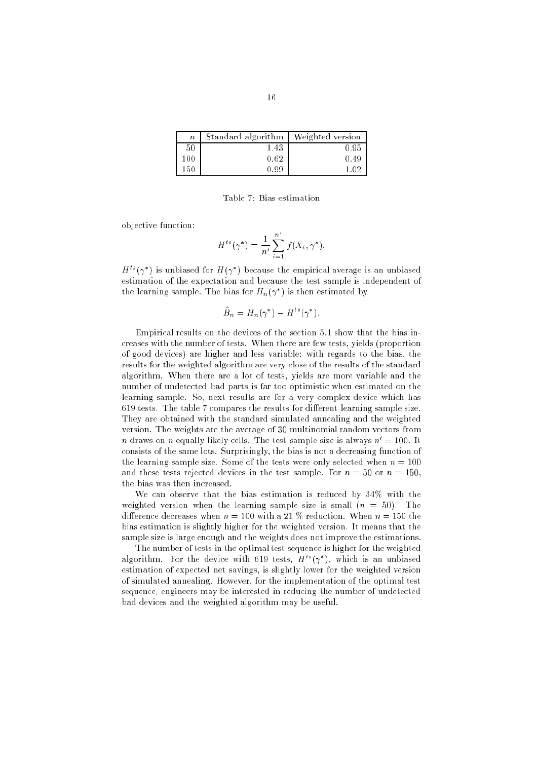| $n$ | Standard algorithm | Weighted version |
|---|---|---|
| 50 | 1.43 | 0.95 |
| 100 | 0.62 | 0.49 |
| 150 | 0.99 | 1.02 |

Table 7: Bias estimation

objective function:

$$H^{ts}(\gamma^*) = \frac{1}{n'} \sum_{i=1}^{n'} f(X_i, \gamma^*).$$

$H^{ts}(\gamma^*)$ is unbiased for $H(\gamma^*)$ because the empirical average is an unbiased estimation of the expectation and because the test sample is independent of the learning sample. The bias for $H_n(\gamma^*)$ is then estimated by

$$\widehat{B}_n = H_n(\gamma^*) - H^{ts}(\gamma^*).$$

Empirical results on the devices of the section 5.1 show that the bias increases with the number of tests. When there are few tests, yields (proportion of good devices) are higher and less variable: with regards to the bias, the results for the weighted algorithm are very close of the results of the standard algorithm. When there are a lot of tests, yields are more variable and the number of undetected bad parts is far too optimistic when estimated on the learning sample. So, next results are for a very complex device which has 619 tests. The table 7 compares the results for different learning sample size. They are obtained with the standard simulated annealing and the weighted version. The weights are the average of 30 multinomial random vectors from $n$ draws on $n$ equally likely cells. The test sample size is always $n' = 100$. It consists of the same lots. Surprisingly, the bias is not a decreasing function of the learning sample size. Some of the tests were only selected when $n = 100$ and these tests rejected devices in the test sample. For $n = 50$ or $n = 150$, the bias was then increased.

We can observe that the bias estimation is reduced by 34% with the weighted version when the learning sample size is small ($n = 50$). The difference decreases when $n = 100$ with a 21 % reduction. When $n = 150$ the bias estimation is slightly higher for the weighted version. It means that the sample size is large enough and the weights does not improve the estimations.

The number of tests in the optimal test sequence is higher for the weighted algorithm. For the device with 619 tests, $H^{ts}(\gamma^*)$, which is an unbiased estimation of expected net savings, is slightly lower for the weighted version of simulated annealing. However, for the implementation of the optimal test sequence, engineers may be interested in reducing the number of undetected bad devices and the weighted algorithm may be useful.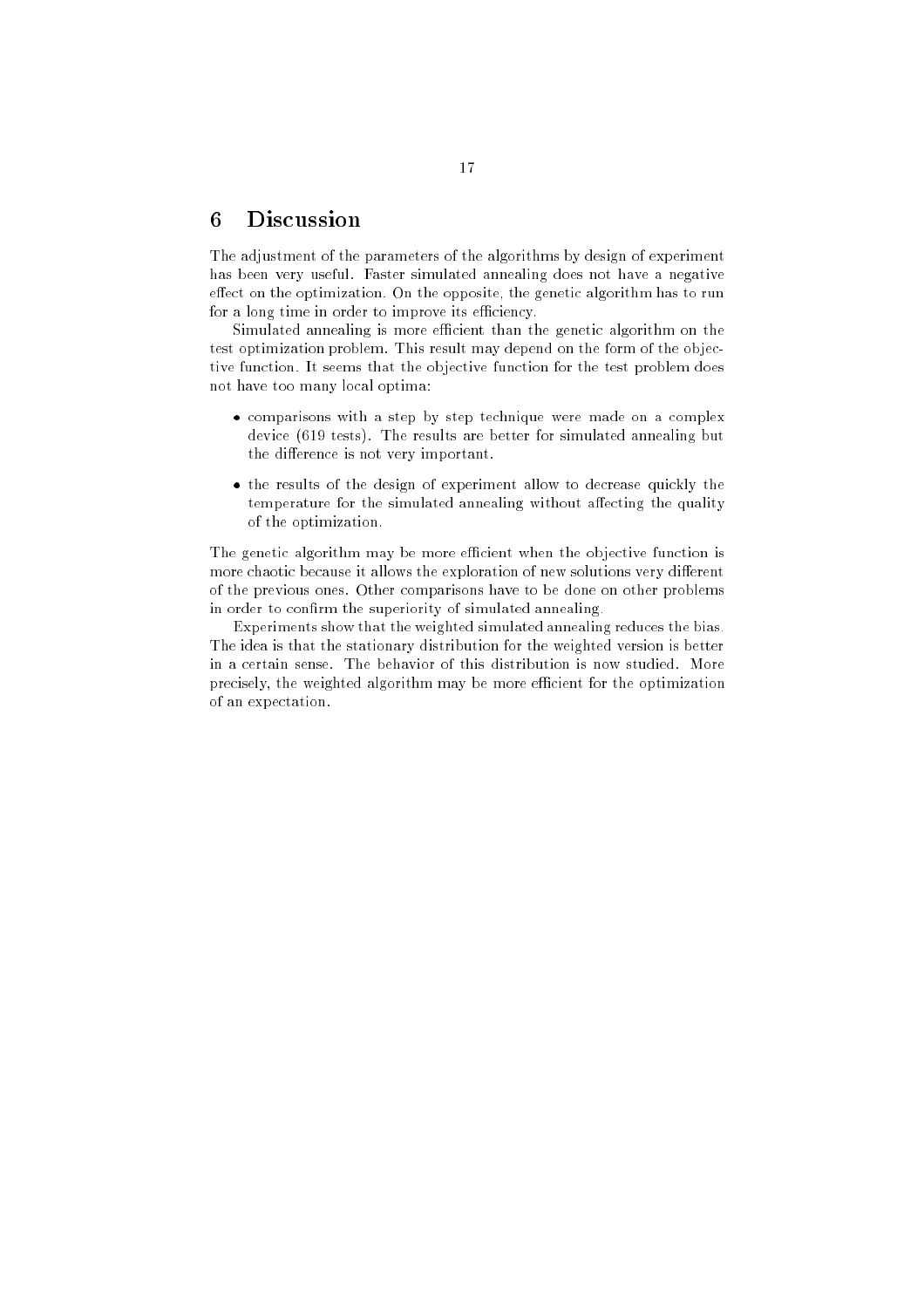# 6 Discussion

The adjustment of the parameters of the algorithms by design of experiment has been very useful. Faster simulated annealing does not have a negative effect on the optimization. On the opposite, the genetic algorithm has to run for a long time in order to improve its efficiency.

Simulated annealing is more efficient than the genetic algorithm on the test optimization problem. This result may depend on the form of the objective function. It seems that the objective function for the test problem does not have too many local optima:

- comparisons with a step by step technique were made on a complex device (619 tests). The results are better for simulated annealing but the difference is not very important.
- the results of the design of experiment allow to decrease quickly the temperature for the simulated annealing without affecting the quality of the optimization.

The genetic algorithm may be more efficient when the objective function is more chaotic because it allows the exploration of new solutions very different of the previous ones. Other comparisons have to be done on other problems in order to confirm the superiority of simulated annealing.

Experiments show that the weighted simulated annealing reduces the bias. The idea is that the stationary distribution for the weighted version is better in a certain sense. The behavior of this distribution is now studied. More precisely, the weighted algorithm may be more efficient for the optimization of an expectation.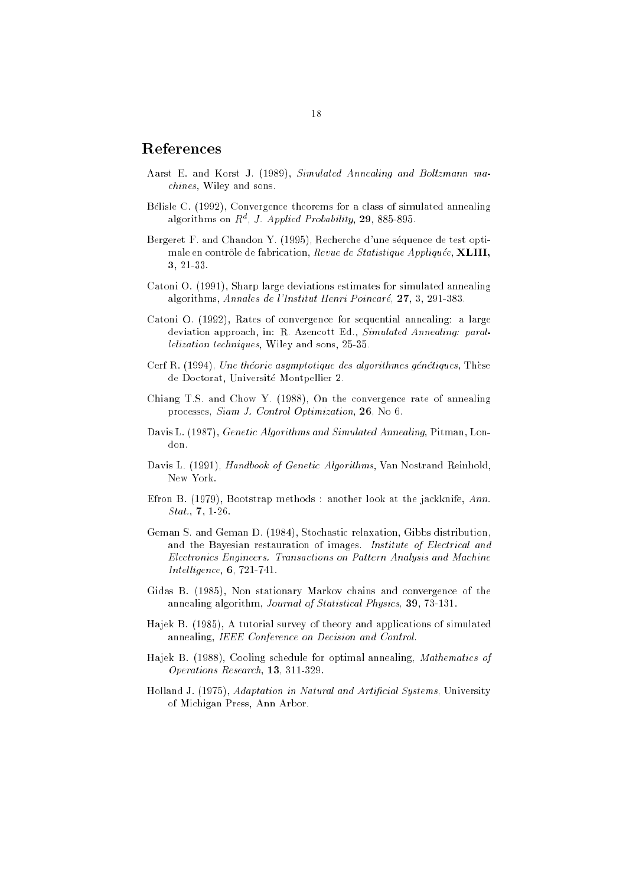# References

Aarst E. and Korst J. (1989), *Simulated Annealing and Boltzmann machines*, Wiley and sons.

Bélisle C. (1992), Convergence theorems for a class of simulated annealing algorithms on $R^d$, *J. Applied Probability*, **29**, 885-895.

Bergeret F. and Chandon Y. (1995), Recherche d'une séquence de test optimale en contrôle de fabrication, *Revue de Statistique Appliquée*, **XLIII, 3**, 21-33.

Catoni O. (1991), Sharp large deviations estimates for simulated annealing algorithms, *Annales de l'Institut Henri Poincaré*, **27**, 3, 291-383.

Catoni O. (1992), Rates of convergence for sequential annealing: a large deviation approach, in: R. Azencott Ed., *Simulated Annealing: parallelization techniques*, Wiley and sons, 25-35.

Cerf R. (1994), *Une théorie asymptotique des algorithmes génétiques*, Thèse de Doctorat, Université Montpellier 2.

Chiang T.S. and Chow Y. (1988), On the convergence rate of annealing processes, *Siam J. Control Optimization*, **26**, No 6.

Davis L. (1987), *Genetic Algorithms and Simulated Annealing*, Pitman, London.

Davis L. (1991), *Handbook of Genetic Algorithms*, Van Nostrand Reinhold, New York.

Efron B. (1979), Bootstrap methods : another look at the jackknife, *Ann. Stat.*, **7**, 1-26.

Geman S. and Geman D. (1984), Stochastic relaxation, Gibbs distribution, and the Bayesian restauration of images. *Institute of Electrical and Electronics Engineers. Transactions on Pattern Analysis and Machine Intelligence*, **6**, 721-741.

Gidas B. (1985), Non stationary Markov chains and convergence of the annealing algorithm, *Journal of Statistical Physics*, **39**, 73-131.

Hajek B. (1985), A tutorial survey of theory and applications of simulated annealing, *IEEE Conference on Decision and Control*.

Hajek B. (1988), Cooling schedule for optimal annealing, *Mathematics of Operations Research*, **13**, 311-329.

Holland J. (1975), *Adaptation in Natural and Artificial Systems*, University of Michigan Press, Ann Arbor.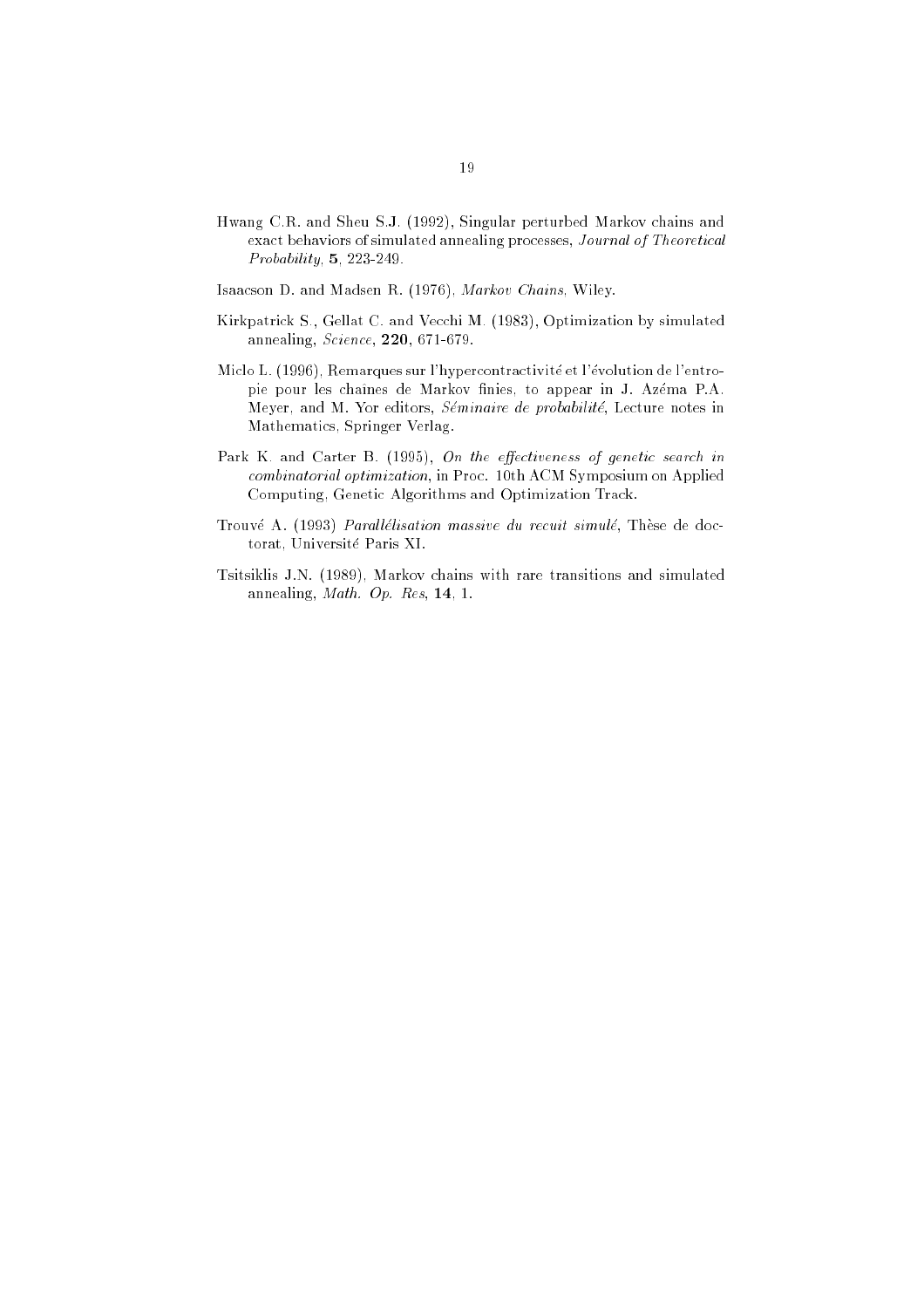Hwang C.R. and Sheu S.J. (1992), Singular perturbed Markov chains and exact behaviors of simulated annealing processes, *Journal of Theoretical Probability*, **5**, 223-249.

Isaacson D. and Madsen R. (1976), *Markov Chains*, Wiley.

Kirkpatrick S., Gellat C. and Vecchi M. (1983), Optimization by simulated annealing, *Science*, **220**, 671-679.

Miclo L. (1996), Remarques sur l'hypercontractivité et l'évolution de l'entropie pour les chaines de Markov finies, to appear in J. Azéma P.A. Meyer, and M. Yor editors, *Séminaire de probabilité*, Lecture notes in Mathematics, Springer Verlag.

Park K. and Carter B. (1995), *On the effectiveness of genetic search in combinatorial optimization*, in Proc. 10th ACM Symposium on Applied Computing, Genetic Algorithms and Optimization Track.

Trouvé A. (1993) *Parallélisation massive du recuit simulé*, Thèse de doctorat, Université Paris XI.

Tsitsiklis J.N. (1989), Markov chains with rare transitions and simulated annealing, *Math. Op. Res*, **14**, 1.